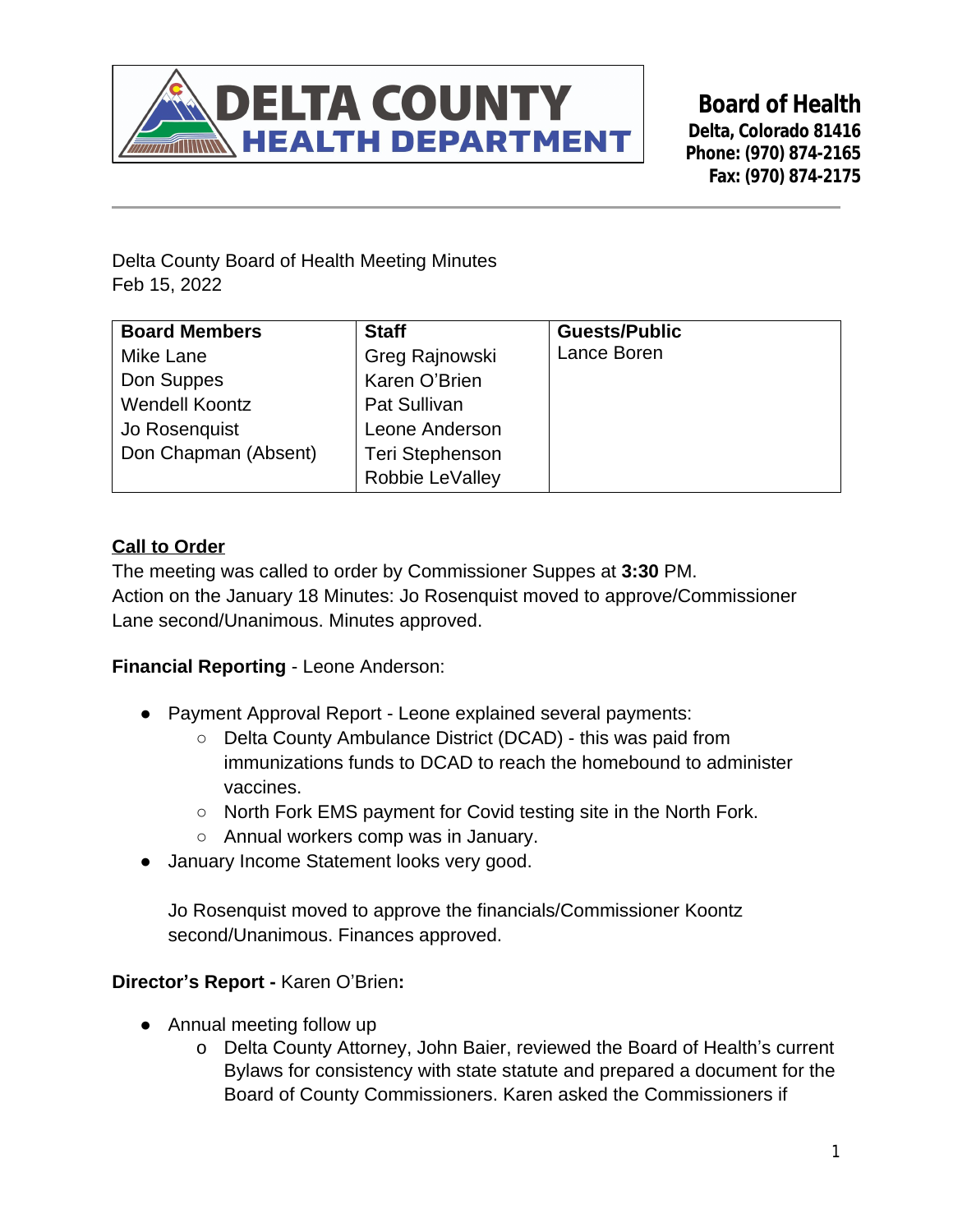**DELTA COUNTY HEALTH DEPARTMENT**

**Board of Health**
**Delta, Colorado 81416**
**Phone: (970) 874-2165**
**Fax: (970) 874-2175**

Delta County Board of Health Meeting Minutes
Feb 15, 2022

| **Board Members** | **Staff** | **Guests/Public** |
|---|---|---|
| Mike Lane | Greg Rajnowski | Lance Boren |
| Don Suppes | Karen O'Brien | |
| Wendell Koontz | Pat Sullivan | |
| Jo Rosenquist | Leone Anderson | |
| Don Chapman (Absent) | Teri Stephenson | |
| | Robbie LeValley | |

## Call to Order

The meeting was called to order by Commissioner Suppes at **3:30** PM.
Action on the January 18 Minutes: Jo Rosenquist moved to approve/Commissioner Lane second/Unanimous. Minutes approved.

**Financial Reporting** - Leone Anderson:

- Payment Approval Report - Leone explained several payments:
  - Delta County Ambulance District (DCAD) - this was paid from immunizations funds to DCAD to reach the homebound to administer vaccines.
  - North Fork EMS payment for Covid testing site in the North Fork.
  - Annual workers comp was in January.
- January Income Statement looks very good.

  Jo Rosenquist moved to approve the financials/Commissioner Koontz second/Unanimous. Finances approved.

**Director's Report -** Karen O'Brien**:**

- Annual meeting follow up
  - Delta County Attorney, John Baier, reviewed the Board of Health's current Bylaws for consistency with state statute and prepared a document for the Board of County Commissioners. Karen asked the Commissioners if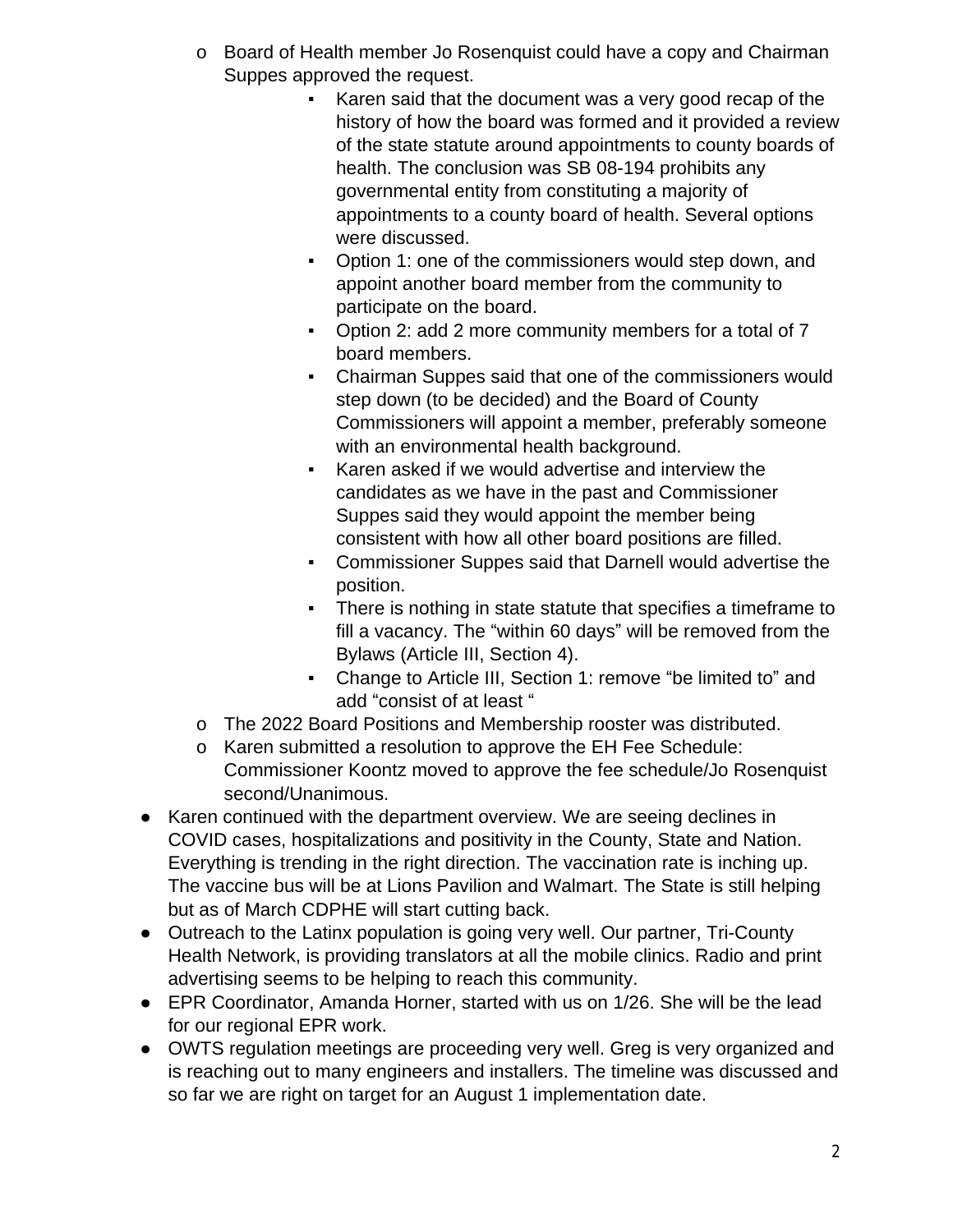- Board of Health member Jo Rosenquist could have a copy and Chairman Suppes approved the request.
    - Karen said that the document was a very good recap of the history of how the board was formed and it provided a review of the state statute around appointments to county boards of health. The conclusion was SB 08-194 prohibits any governmental entity from constituting a majority of appointments to a county board of health. Several options were discussed.
    - Option 1: one of the commissioners would step down, and appoint another board member from the community to participate on the board.
    - Option 2: add 2 more community members for a total of 7 board members.
    - Chairman Suppes said that one of the commissioners would step down (to be decided) and the Board of County Commissioners will appoint a member, preferably someone with an environmental health background.
    - Karen asked if we would advertise and interview the candidates as we have in the past and Commissioner Suppes said they would appoint the member being consistent with how all other board positions are filled.
    - Commissioner Suppes said that Darnell would advertise the position.
    - There is nothing in state statute that specifies a timeframe to fill a vacancy. The "within 60 days" will be removed from the Bylaws (Article III, Section 4).
    - Change to Article III, Section 1: remove "be limited to" and add "consist of at least "
  - The 2022 Board Positions and Membership rooster was distributed.
  - Karen submitted a resolution to approve the EH Fee Schedule: Commissioner Koontz moved to approve the fee schedule/Jo Rosenquist second/Unanimous.
- Karen continued with the department overview. We are seeing declines in COVID cases, hospitalizations and positivity in the County, State and Nation. Everything is trending in the right direction. The vaccination rate is inching up. The vaccine bus will be at Lions Pavilion and Walmart. The State is still helping but as of March CDPHE will start cutting back.
- Outreach to the Latinx population is going very well. Our partner, Tri-County Health Network, is providing translators at all the mobile clinics. Radio and print advertising seems to be helping to reach this community.
- EPR Coordinator, Amanda Horner, started with us on 1/26. She will be the lead for our regional EPR work.
- OWTS regulation meetings are proceeding very well. Greg is very organized and is reaching out to many engineers and installers. The timeline was discussed and so far we are right on target for an August 1 implementation date.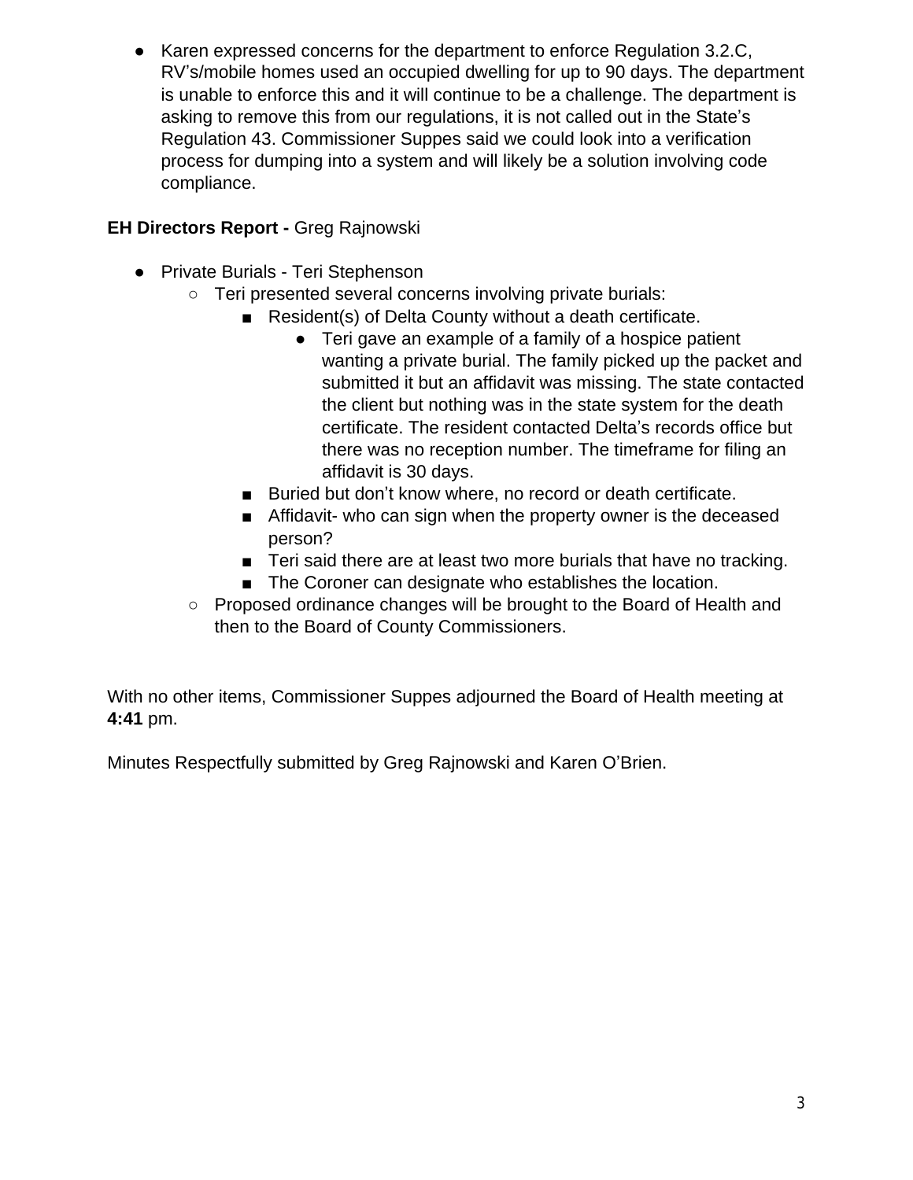- Karen expressed concerns for the department to enforce Regulation 3.2.C, RV's/mobile homes used an occupied dwelling for up to 90 days. The department is unable to enforce this and it will continue to be a challenge. The department is asking to remove this from our regulations, it is not called out in the State's Regulation 43. Commissioner Suppes said we could look into a verification process for dumping into a system and will likely be a solution involving code compliance.

**EH Directors Report -** Greg Rajnowski

- Private Burials - Teri Stephenson
  - Teri presented several concerns involving private burials:
    - Resident(s) of Delta County without a death certificate.
      - Teri gave an example of a family of a hospice patient wanting a private burial. The family picked up the packet and submitted it but an affidavit was missing. The state contacted the client but nothing was in the state system for the death certificate. The resident contacted Delta's records office but there was no reception number. The timeframe for filing an affidavit is 30 days.
    - Buried but don't know where, no record or death certificate.
    - Affidavit- who can sign when the property owner is the deceased person?
    - Teri said there are at least two more burials that have no tracking.
    - The Coroner can designate who establishes the location.
  - Proposed ordinance changes will be brought to the Board of Health and then to the Board of County Commissioners.

With no other items, Commissioner Suppes adjourned the Board of Health meeting at **4:41** pm.

Minutes Respectfully submitted by Greg Rajnowski and Karen O'Brien.